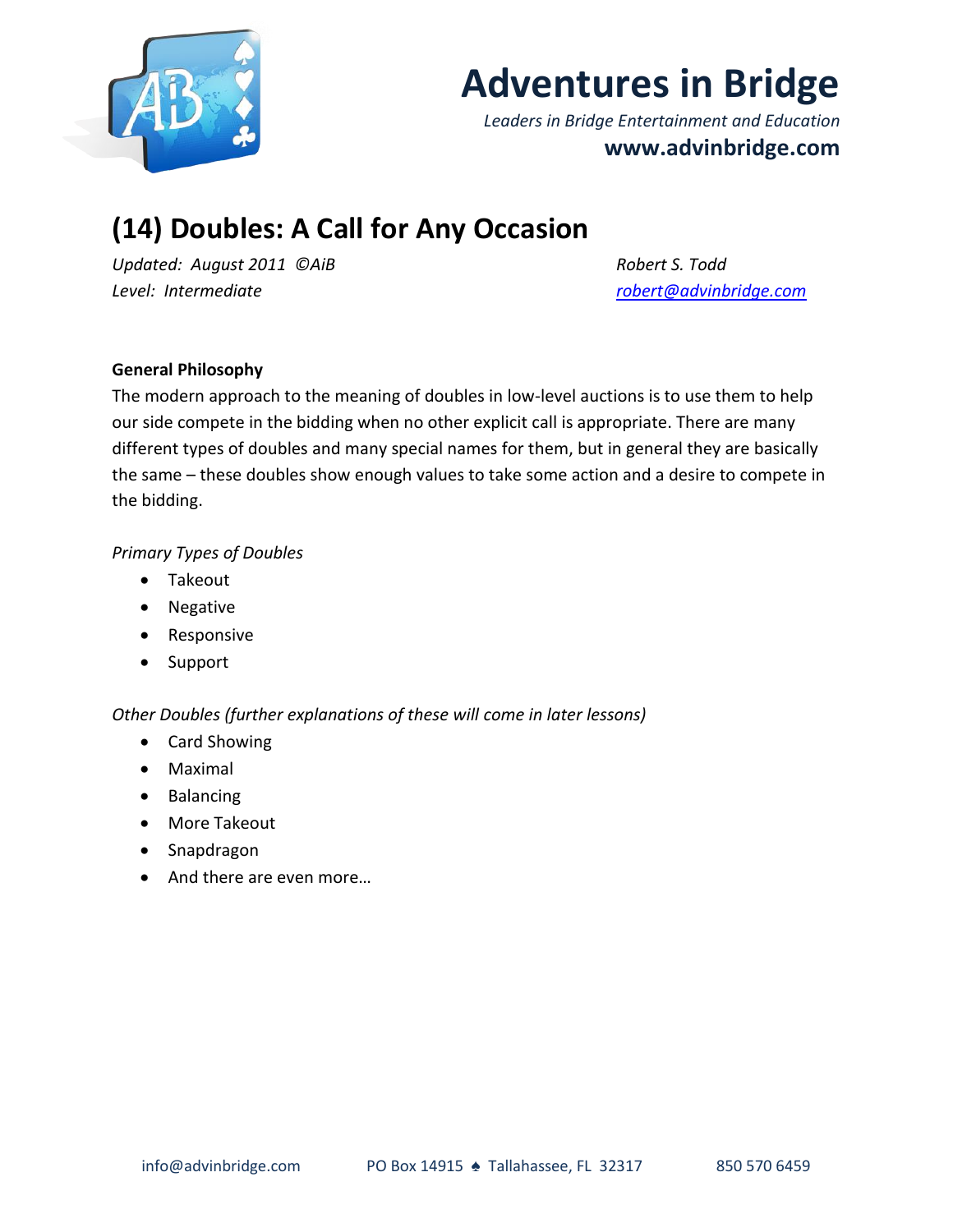# Adventures in Bridge

*Leaders in Bridge Entertainment and Education*

**www.advinbridge.com**

## (14) Doubles: A Call for Any Occasion

*Updated: August 2011 ©AiB* — *Robert S. Todd*

*Level: Intermediate* — *robert@advinbridge.com*

**General Philosophy**

The modern approach to the meaning of doubles in low-level auctions is to use them to help our side compete in the bidding when no other explicit call is appropriate. There are many different types of doubles and many special names for them, but in general they are basically the same – these doubles show enough values to take some action and a desire to compete in the bidding.

*Primary Types of Doubles*

- Takeout
- Negative
- Responsive
- Support

*Other Doubles (further explanations of these will come in later lessons)*

- Card Showing
- Maximal
- Balancing
- More Takeout
- Snapdragon
- And there are even more…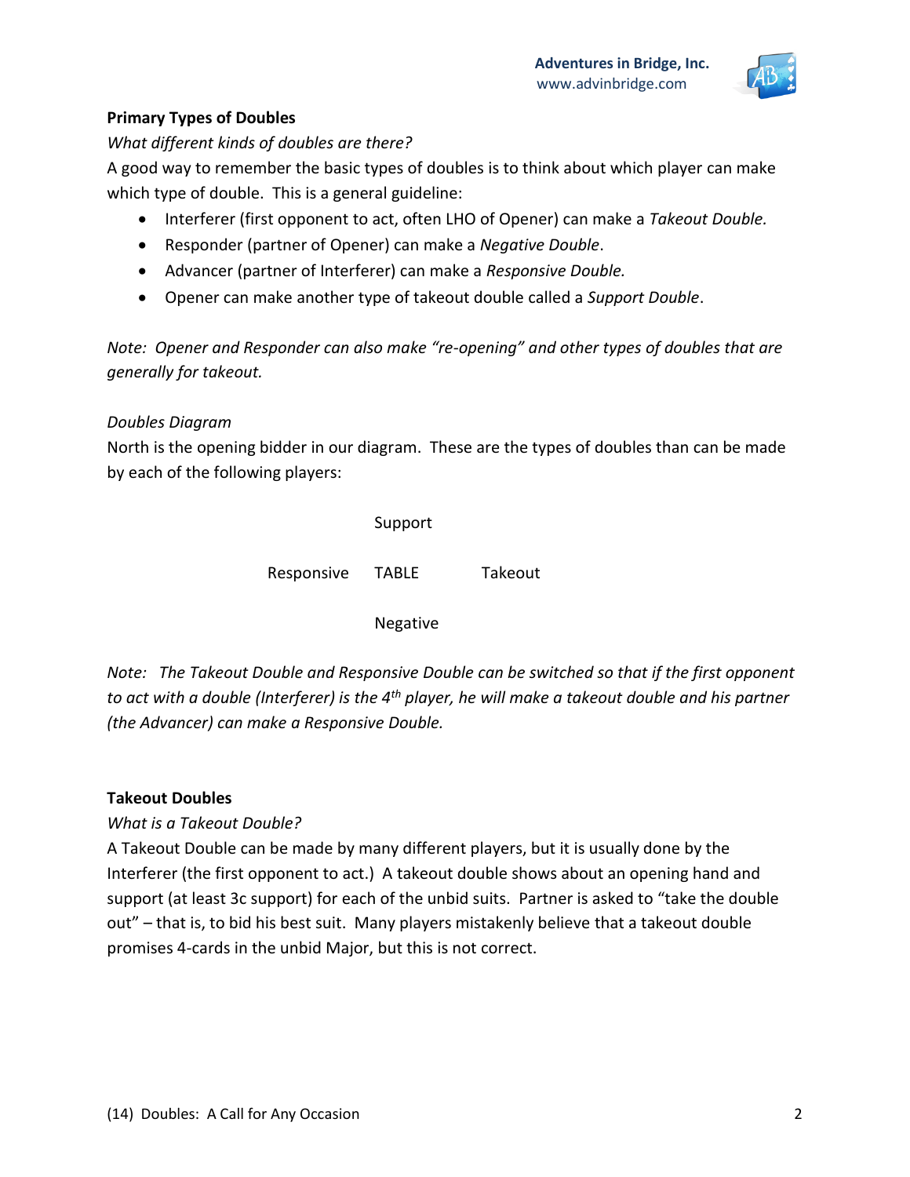**Primary Types of Doubles**

*What different kinds of doubles are there?*

A good way to remember the basic types of doubles is to think about which player can make which type of double. This is a general guideline:

- Interferer (first opponent to act, often LHO of Opener) can make a *Takeout Double.*
- Responder (partner of Opener) can make a *Negative Double*.
- Advancer (partner of Interferer) can make a *Responsive Double.*
- Opener can make another type of takeout double called a *Support Double*.

*Note: Opener and Responder can also make "re-opening" and other types of doubles that are generally for takeout.*

*Doubles Diagram*

North is the opening bidder in our diagram. These are the types of doubles than can be made by each of the following players:

| | | |
|---|---|---|
| | Support | |
| Responsive | TABLE | Takeout |
| | Negative | |

*Note: The Takeout Double and Responsive Double can be switched so that if the first opponent to act with a double (Interferer) is the 4th player, he will make a takeout double and his partner (the Advancer) can make a Responsive Double.*

**Takeout Doubles**

*What is a Takeout Double?*

A Takeout Double can be made by many different players, but it is usually done by the Interferer (the first opponent to act.) A takeout double shows about an opening hand and support (at least 3c support) for each of the unbid suits. Partner is asked to "take the double out" – that is, to bid his best suit. Many players mistakenly believe that a takeout double promises 4-cards in the unbid Major, but this is not correct.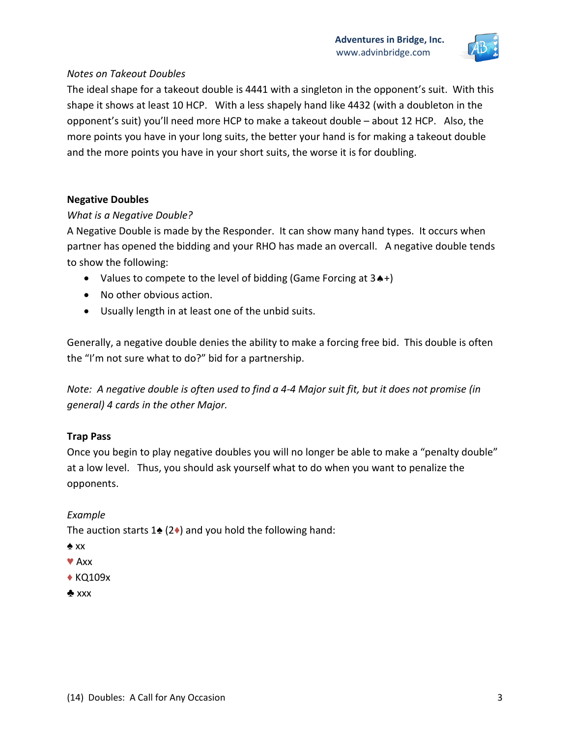*Notes on Takeout Doubles*

The ideal shape for a takeout double is 4441 with a singleton in the opponent's suit. With this shape it shows at least 10 HCP. With a less shapely hand like 4432 (with a doubleton in the opponent's suit) you'll need more HCP to make a takeout double – about 12 HCP. Also, the more points you have in your long suits, the better your hand is for making a takeout double and the more points you have in your short suits, the worse it is for doubling.

**Negative Doubles**

*What is a Negative Double?*

A Negative Double is made by the Responder. It can show many hand types. It occurs when partner has opened the bidding and your RHO has made an overcall. A negative double tends to show the following:

- Values to compete to the level of bidding (Game Forcing at 3♠+)
- No other obvious action.
- Usually length in at least one of the unbid suits.

Generally, a negative double denies the ability to make a forcing free bid. This double is often the "I'm not sure what to do?" bid for a partnership.

*Note: A negative double is often used to find a 4-4 Major suit fit, but it does not promise (in general) 4 cards in the other Major.*

**Trap Pass**

Once you begin to play negative doubles you will no longer be able to make a "penalty double" at a low level. Thus, you should ask yourself what to do when you want to penalize the opponents.

*Example*

The auction starts 1♠ (2♦) and you hold the following hand:

♠ xx
♥ Axx
♦ KQ109x
♣ xxx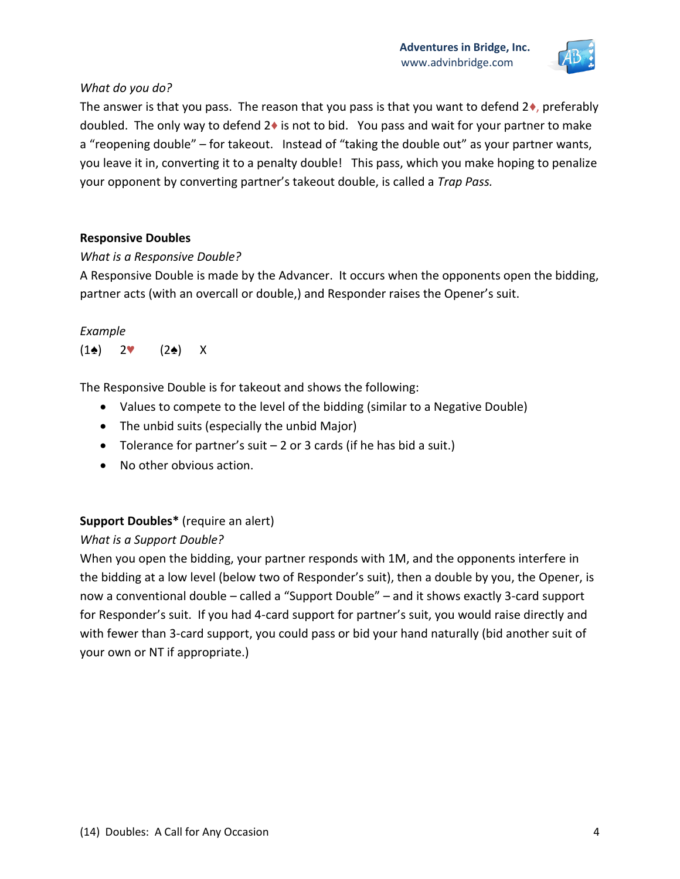*What do you do?*

The answer is that you pass. The reason that you pass is that you want to defend 2♦, preferably doubled. The only way to defend 2♦ is not to bid. You pass and wait for your partner to make a "reopening double" – for takeout. Instead of "taking the double out" as your partner wants, you leave it in, converting it to a penalty double! This pass, which you make hoping to penalize your opponent by converting partner's takeout double, is called a *Trap Pass.*

**Responsive Doubles**

*What is a Responsive Double?*

A Responsive Double is made by the Advancer. It occurs when the opponents open the bidding, partner acts (with an overcall or double,) and Responder raises the Opener's suit.

*Example*

(1♠) 2♥ (2♠) X

The Responsive Double is for takeout and shows the following:

- Values to compete to the level of the bidding (similar to a Negative Double)
- The unbid suits (especially the unbid Major)
- Tolerance for partner's suit – 2 or 3 cards (if he has bid a suit.)
- No other obvious action.

**Support Doubles*** (require an alert)

*What is a Support Double?*

When you open the bidding, your partner responds with 1M, and the opponents interfere in the bidding at a low level (below two of Responder's suit), then a double by you, the Opener, is now a conventional double – called a "Support Double" – and it shows exactly 3-card support for Responder's suit. If you had 4-card support for partner's suit, you would raise directly and with fewer than 3-card support, you could pass or bid your hand naturally (bid another suit of your own or NT if appropriate.)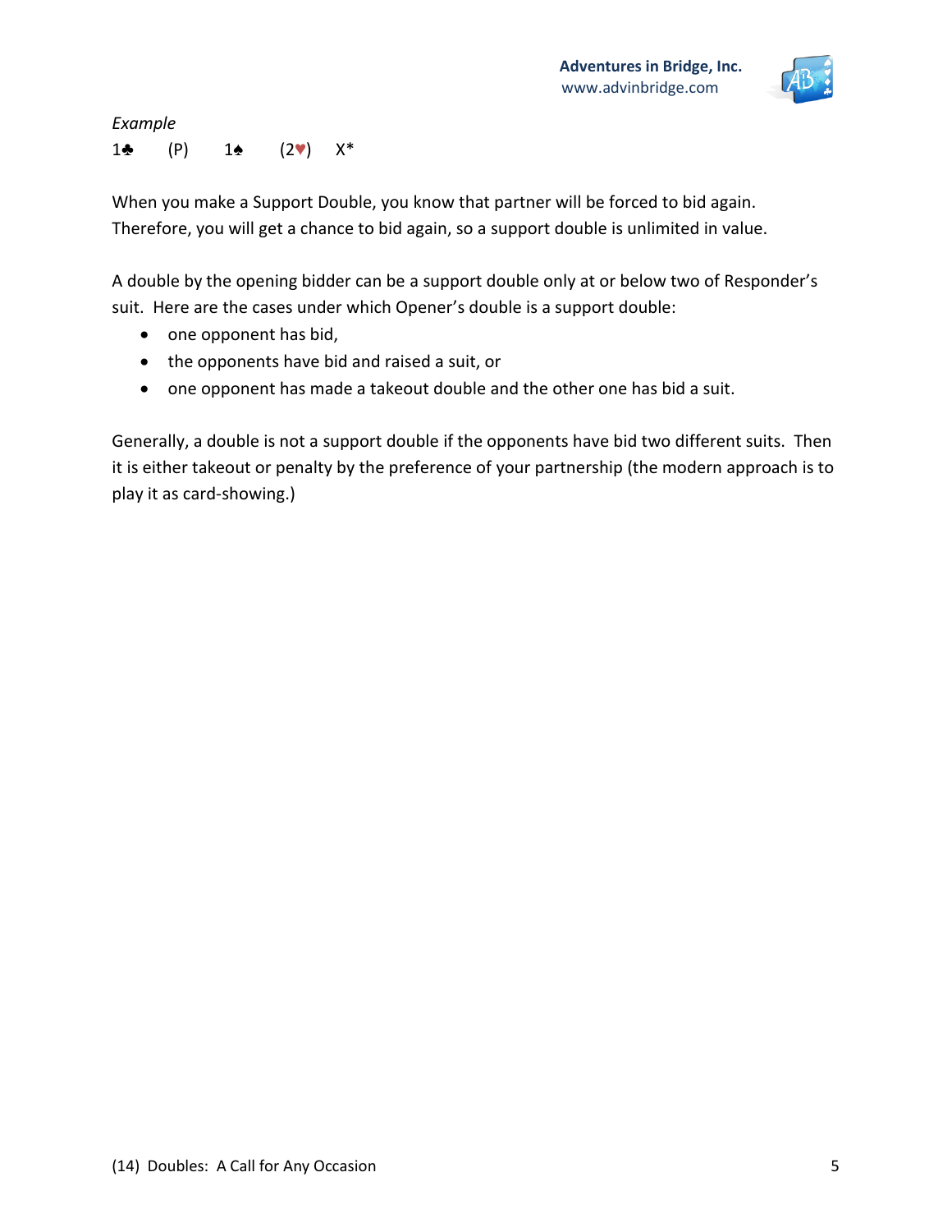*Example*

1♣ (P) 1♠ (2♥) X*

When you make a Support Double, you know that partner will be forced to bid again. Therefore, you will get a chance to bid again, so a support double is unlimited in value.

A double by the opening bidder can be a support double only at or below two of Responder's suit. Here are the cases under which Opener's double is a support double:

- one opponent has bid,
- the opponents have bid and raised a suit, or
- one opponent has made a takeout double and the other one has bid a suit.

Generally, a double is not a support double if the opponents have bid two different suits. Then it is either takeout or penalty by the preference of your partnership (the modern approach is to play it as card-showing.)